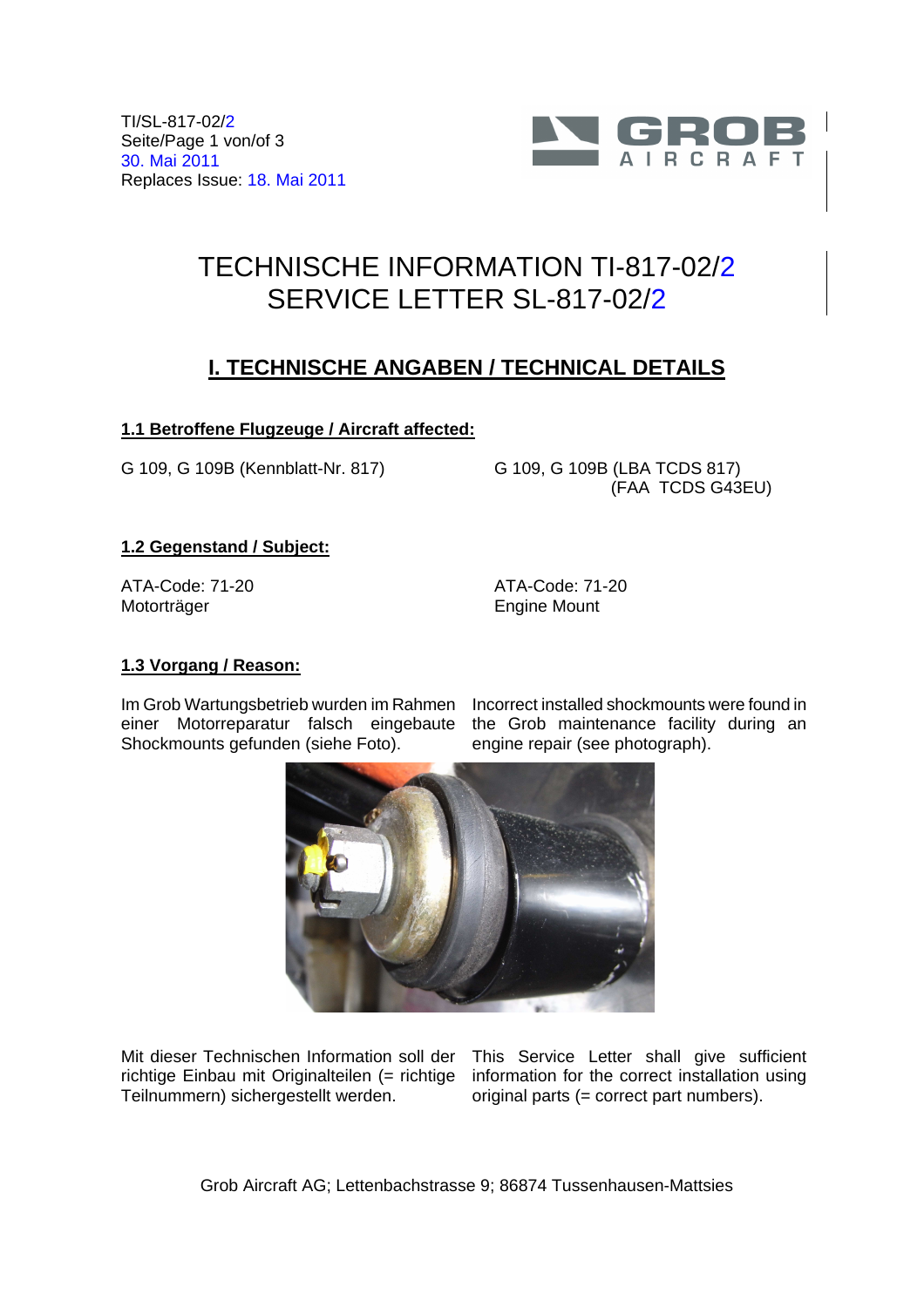TI/SL-817-02/2
Seite/Page 1 von/of 3
30. Mai 2011
Replaces Issue: 18. Mai 2011

# TECHNISCHE INFORMATION TI-817-02/2
# SERVICE LETTER SL-817-02/2

## I. TECHNISCHE ANGABEN / TECHNICAL DETAILS

### 1.1 Betroffene Flugzeuge / Aircraft affected:

G 109, G 109B (Kennblatt-Nr. 817)

G 109, G 109B (LBA TCDS 817)
(FAA TCDS G43EU)

### 1.2 Gegenstand / Subject:

ATA-Code: 71-20
Motorträger

ATA-Code: 71-20
Engine Mount

### 1.3 Vorgang / Reason:

Im Grob Wartungsbetrieb wurden im Rahmen einer Motorreparatur falsch eingebaute Shockmounts gefunden (siehe Foto).

Incorrect installed shockmounts were found in the Grob maintenance facility during an engine repair (see photograph).

Mit dieser Technischen Information soll der richtige Einbau mit Originalteilen (= richtige Teilnummern) sichergestellt werden.

This Service Letter shall give sufficient information for the correct installation using original parts (= correct part numbers).

Grob Aircraft AG; Lettenbachstrasse 9; 86874 Tussenhausen-Mattsies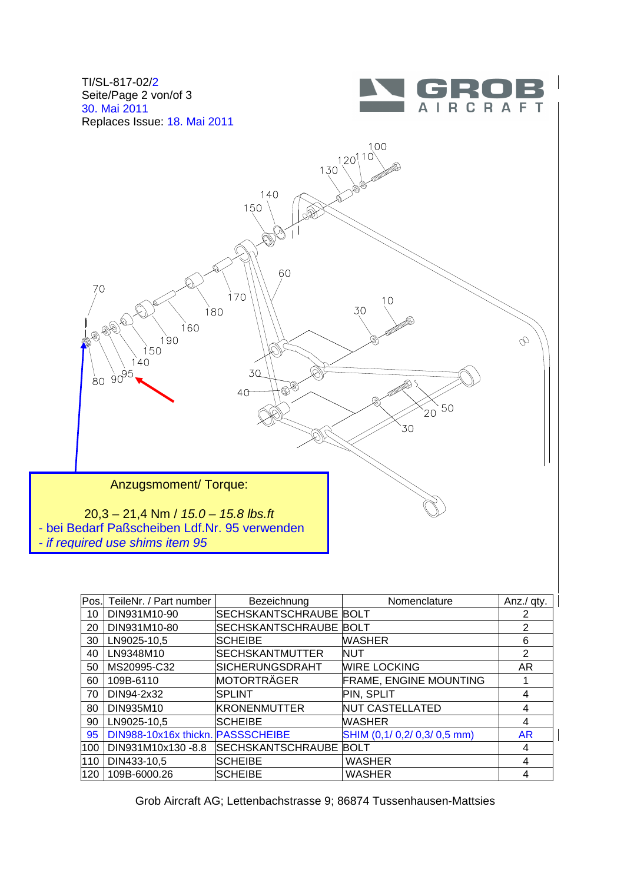TI/SL-817-02/2
Seite/Page 2 von/of 3
30. Mai 2011
Replaces Issue: 18. Mai 2011

Anzugsmoment/ Torque:

20,3 – 21,4 Nm / *15.0 – 15.8 lbs.ft*
- bei Bedarf Paßscheiben Ldf.Nr. 95 verwenden
- *if required use shims item 95*

| Pos. | TeileNr. / Part number | Bezeichnung | Nomenclature | Anz./ qty. |
|---|---|---|---|---|
| 10 | DIN931M10-90 | SECHSKANTSCHRAUBE | BOLT | 2 |
| 20 | DIN931M10-80 | SECHSKANTSCHRAUBE | BOLT | 2 |
| 30 | LN9025-10,5 | SCHEIBE | WASHER | 6 |
| 40 | LN9348M10 | SECHSKANTMUTTER | NUT | 2 |
| 50 | MS20995-C32 | SICHERUNGSDRAHT | WIRE LOCKING | AR |
| 60 | 109B-6110 | MOTORTRÄGER | FRAME, ENGINE MOUNTING | 1 |
| 70 | DIN94-2x32 | SPLINT | PIN, SPLIT | 4 |
| 80 | DIN935M10 | KRONENMUTTER | NUT CASTELLATED | 4 |
| 90 | LN9025-10,5 | SCHEIBE | WASHER | 4 |
| 95 | DIN988-10x16x thickn. | PASSSCHEIBE | SHIM (0,1/ 0,2/ 0,3/ 0,5 mm) | AR |
| 100 | DIN931M10x130 -8.8 | SECHSKANTSCHRAUBE | BOLT | 4 |
| 110 | DIN433-10,5 | SCHEIBE | WASHER | 4 |
| 120 | 109B-6000.26 | SCHEIBE | WASHER | 4 |

Grob Aircraft AG; Lettenbachstrasse 9; 86874 Tussenhausen-Mattsies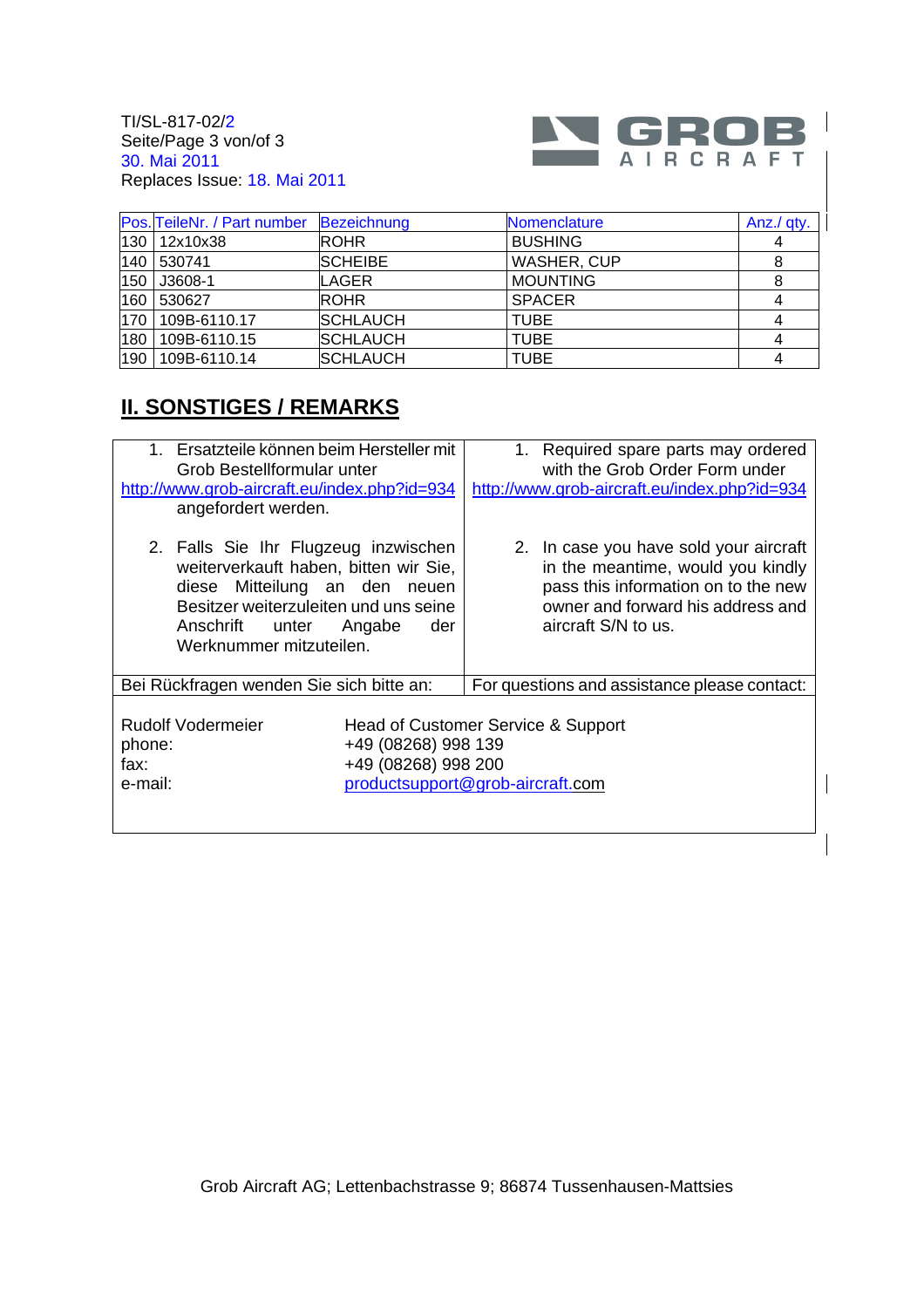TI/SL-817-02/2
Seite/Page 3 von/of 3
30. Mai 2011
Replaces Issue: 18. Mai 2011

| Pos. | TeileNr. / Part number | Bezeichnung | Nomenclature | Anz./ qty. |
|---|---|---|---|---|
| 130 | 12x10x38 | ROHR | BUSHING | 4 |
| 140 | 530741 | SCHEIBE | WASHER, CUP | 8 |
| 150 | J3608-1 | LAGER | MOUNTING | 8 |
| 160 | 530627 | ROHR | SPACER | 4 |
| 170 | 109B-6110.17 | SCHLAUCH | TUBE | 4 |
| 180 | 109B-6110.15 | SCHLAUCH | TUBE | 4 |
| 190 | 109B-6110.14 | SCHLAUCH | TUBE | 4 |

## II. SONSTIGES / REMARKS

| | |
|---|---|
| 1. Ersatzteile können beim Hersteller mit Grob Bestellformular unter http://www.grob-aircraft.eu/index.php?id=934 angefordert werden.<br><br>2. Falls Sie Ihr Flugzeug inzwischen weiterverkauft haben, bitten wir Sie, diese Mitteilung an den neuen Besitzer weiterzuleiten und uns seine Anschrift unter Angabe der Werknummer mitzuteilen. | 1. Required spare parts may ordered with the Grob Order Form under http://www.grob-aircraft.eu/index.php?id=934<br><br>2. In case you have sold your aircraft in the meantime, would you kindly pass this information on to the new owner and forward his address and aircraft S/N to us. |
| Bei Rückfragen wenden Sie sich bitte an: | For questions and assistance please contact: |

| | |
|---|---|
| Rudolf Vodermeier | Head of Customer Service & Support |
| phone: | +49 (08268) 998 139 |
| fax: | +49 (08268) 998 200 |
| e-mail: | productsupport@grob-aircraft.com |

Grob Aircraft AG; Lettenbachstrasse 9; 86874 Tussenhausen-Mattsies